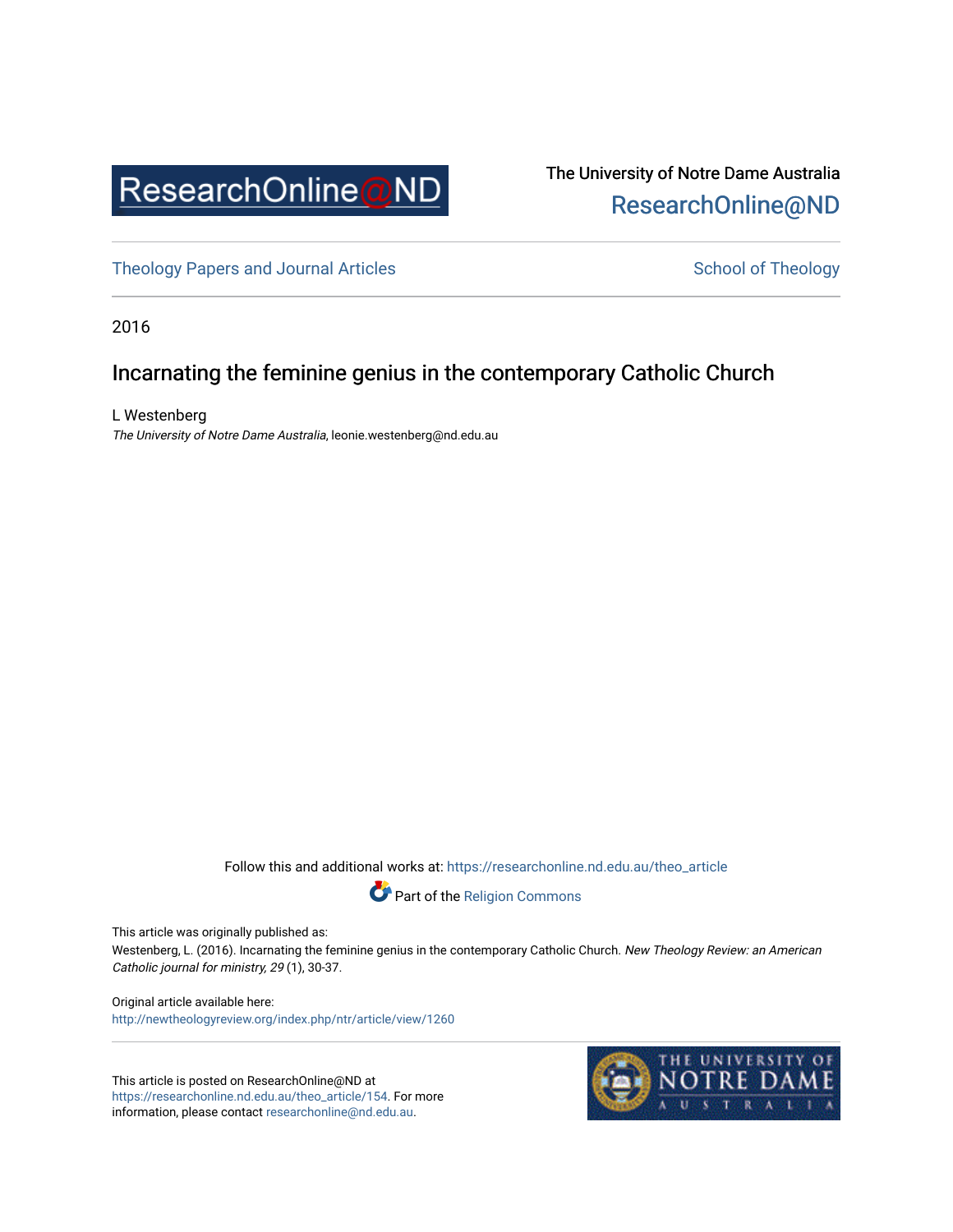ResearchOnline@ND

The University of Notre Dame Australia
ResearchOnline@ND

Theology Papers and Journal Articles | School of Theology

2016

# Incarnating the feminine genius in the contemporary Catholic Church

L Westenberg
*The University of Notre Dame Australia*, leonie.westenberg@nd.edu.au

Follow this and additional works at: https://researchonline.nd.edu.au/theo_article

Part of the Religion Commons

This article was originally published as:
Westenberg, L. (2016). Incarnating the feminine genius in the contemporary Catholic Church. *New Theology Review: an American Catholic journal for ministry, 29* (1), 30-37.

Original article available here:
http://newtheologyreview.org/index.php/ntr/article/view/1260

This article is posted on ResearchOnline@ND at https://researchonline.nd.edu.au/theo_article/154. For more information, please contact researchonline@nd.edu.au.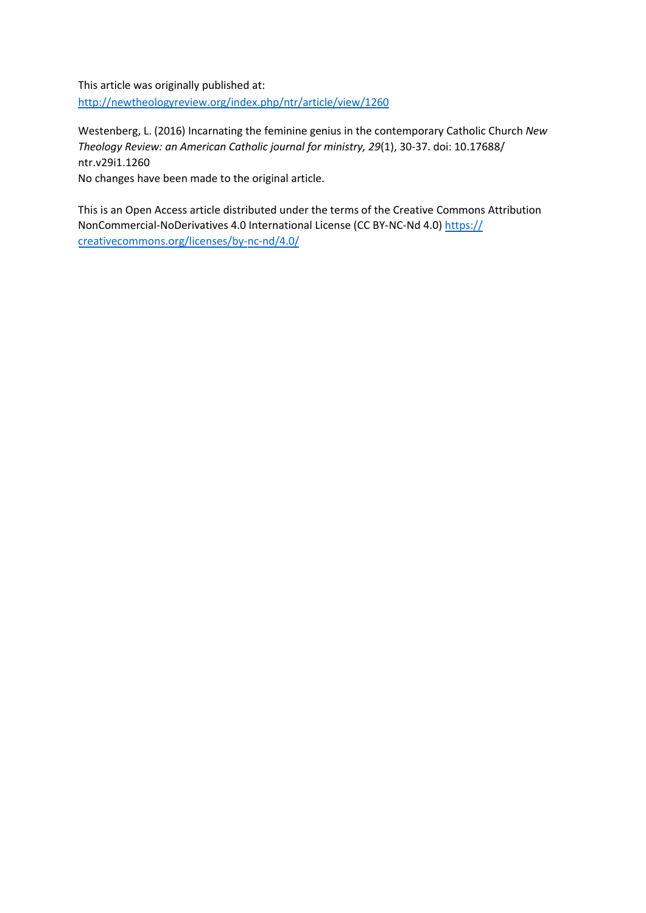This article was originally published at:
[http://newtheologyreview.org/index.php/ntr/article/view/1260](http://newtheologyreview.org/index.php/ntr/article/view/1260)

Westenberg, L. (2016) Incarnating the feminine genius in the contemporary Catholic Church *New Theology Review: an American Catholic journal for ministry, 29*(1), 30-37. doi: 10.17688/ntr.v29i1.1260
No changes have been made to the original article.

This is an Open Access article distributed under the terms of the Creative Commons Attribution NonCommercial-NoDerivatives 4.0 International License (CC BY-NC-Nd 4.0) [https://creativecommons.org/licenses/by-nc-nd/4.0/](https://creativecommons.org/licenses/by-nc-nd/4.0/)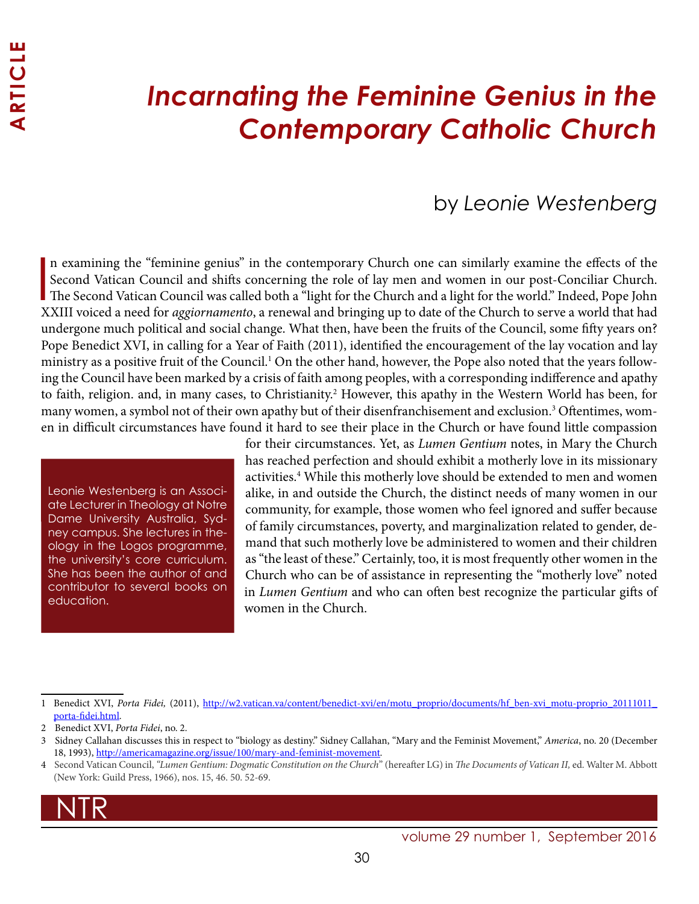# *Incarnating the Feminine Genius in the Contemporary Catholic Church*

by *Leonie Westenberg*

In examining the "feminine genius" in the contemporary Church one can similarly examine the effects of the Second Vatican Council and shifts concerning the role of lay men and women in our post-Conciliar Church. The Second Vatican Council was called both a "light for the Church and a light for the world." Indeed, Pope John XXIII voiced a need for *aggiornamento*, a renewal and bringing up to date of the Church to serve a world that had undergone much political and social change. What then, have been the fruits of the Council, some fifty years on? Pope Benedict XVI, in calling for a Year of Faith (2011), identified the encouragement of the lay vocation and lay ministry as a positive fruit of the Council.[1] On the other hand, however, the Pope also noted that the years following the Council have been marked by a crisis of faith among peoples, with a corresponding indifference and apathy to faith, religion. and, in many cases, to Christianity.[2] However, this apathy in the Western World has been, for many women, a symbol not of their own apathy but of their disenfranchisement and exclusion.[3] Oftentimes, women in difficult circumstances have found it hard to see their place in the Church or have found little compassion for their circumstances. Yet, as *Lumen Gentium* notes, in Mary the Church has reached perfection and should exhibit a motherly love in its missionary activities.[4] While this motherly love should be extended to men and women alike, in and outside the Church, the distinct needs of many women in our community, for example, those women who feel ignored and suffer because of family circumstances, poverty, and marginalization related to gender, demand that such motherly love be administered to women and their children as "the least of these." Certainly, too, it is most frequently other women in the Church who can be of assistance in representing the "motherly love" noted in *Lumen Gentium* and who can often best recognize the particular gifts of women in the Church.

Leonie Westenberg is an Associate Lecturer in Theology at Notre Dame University Australia, Sydney campus. She lectures in theology in the Logos programme, the university's core curriculum. She has been the author of and contributor to several books on education.

---

1 Benedict XVI, *Porta Fidei,* (2011), http://w2.vatican.va/content/benedict-xvi/en/motu_proprio/documents/hf_ben-xvi_motu-proprio_20111011_porta-fidei.html.

2 Benedict XVI, *Porta Fidei*, no. 2.

3 Sidney Callahan discusses this in respect to "biology as destiny." Sidney Callahan, "Mary and the Feminist Movement," *America*, no. 20 (December 18, 1993), http://americamagazine.org/issue/100/mary-and-feminist-movement.

4 Second Vatican Council, *"Lumen Gentium: Dogmatic Constitution on the Church"* (hereafter LG) in *The Documents of Vatican II,* ed. Walter M. Abbott (New York: Guild Press, 1966), nos. 15, 46. 50. 52-69.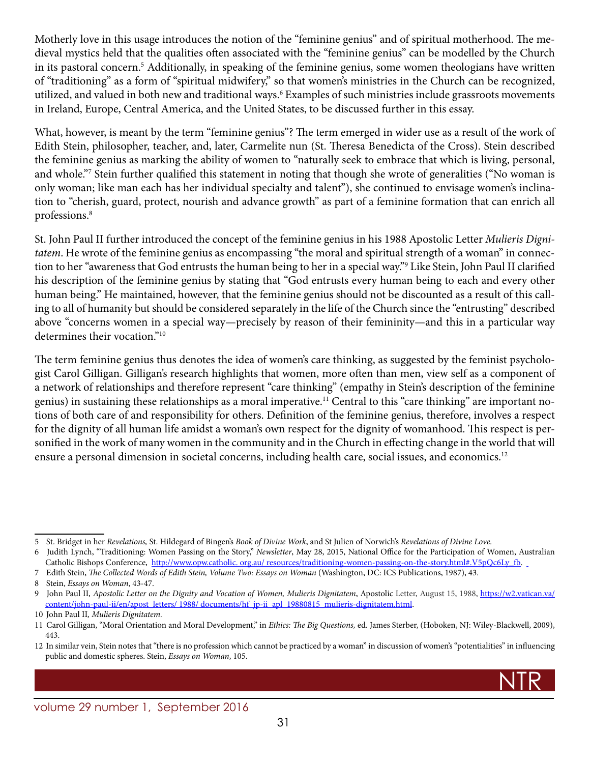Motherly love in this usage introduces the notion of the "feminine genius" and of spiritual motherhood. The medieval mystics held that the qualities often associated with the "feminine genius" can be modelled by the Church in its pastoral concern.[5] Additionally, in speaking of the feminine genius, some women theologians have written of "traditioning" as a form of "spiritual midwifery," so that women's ministries in the Church can be recognized, utilized, and valued in both new and traditional ways.[6] Examples of such ministries include grassroots movements in Ireland, Europe, Central America, and the United States, to be discussed further in this essay.

What, however, is meant by the term "feminine genius"? The term emerged in wider use as a result of the work of Edith Stein, philosopher, teacher, and, later, Carmelite nun (St. Theresa Benedicta of the Cross). Stein described the feminine genius as marking the ability of women to "naturally seek to embrace that which is living, personal, and whole."[7] Stein further qualified this statement in noting that though she wrote of generalities ("No woman is only woman; like man each has her individual specialty and talent"), she continued to envisage women's inclination to "cherish, guard, protect, nourish and advance growth" as part of a feminine formation that can enrich all professions.[8]

St. John Paul II further introduced the concept of the feminine genius in his 1988 Apostolic Letter *Mulieris Dignitatem*. He wrote of the feminine genius as encompassing "the moral and spiritual strength of a woman" in connection to her "awareness that God entrusts the human being to her in a special way."[9] Like Stein, John Paul II clarified his description of the feminine genius by stating that "God entrusts every human being to each and every other human being." He maintained, however, that the feminine genius should not be discounted as a result of this calling to all of humanity but should be considered separately in the life of the Church since the "entrusting" described above "concerns women in a special way—precisely by reason of their femininity—and this in a particular way determines their vocation."[10]

The term feminine genius thus denotes the idea of women's care thinking, as suggested by the feminist psychologist Carol Gilligan. Gilligan's research highlights that women, more often than men, view self as a component of a network of relationships and therefore represent "care thinking" (empathy in Stein's description of the feminine genius) in sustaining these relationships as a moral imperative.[11] Central to this "care thinking" are important notions of both care of and responsibility for others. Definition of the feminine genius, therefore, involves a respect for the dignity of all human life amidst a woman's own respect for the dignity of womanhood. This respect is personified in the work of many women in the community and in the Church in effecting change in the world that will ensure a personal dimension in societal concerns, including health care, social issues, and economics.[12]

---

5 St. Bridget in her *Revelations,* St. Hildegard of Bingen's *Book of Divine Work*, and St Julien of Norwich's *Revelations of Divine Love.*

6 Judith Lynch, "Traditioning: Women Passing on the Story," *Newsletter*, May 28, 2015, National Office for the Participation of Women, Australian Catholic Bishops Conference, http://www.opw.catholic. org.au/ resources/traditioning-women-passing-on-the-story.html#.V5pQc6Ly_fb.

7 Edith Stein, *The Collected Words of Edith Stein, Volume Two: Essays on Woman* (Washington, DC: ICS Publications, 1987), 43.

8 Stein, *Essays on Woman*, 43-47.

9 John Paul II, *Apostolic Letter on the Dignity and Vocation of Women, Mulieris Dignitatem*, Apostolic Letter, August 15, 1988, https://w2.vatican.va/content/john-paul-ii/en/apost_letters/ 1988/ documents/hf_jp-ii_apl_19880815_mulieris-dignitatem.html.

10 John Paul II, *Mulieris Dignitatem.*

11 Carol Gilligan, "Moral Orientation and Moral Development," in *Ethics: The Big Questions,* ed. James Sterber, (Hoboken, NJ: Wiley-Blackwell, 2009), 443.

12 In similar vein, Stein notes that "there is no profession which cannot be practiced by a woman" in discussion of women's "potentialities" in influencing public and domestic spheres. Stein, *Essays on Woman*, 105.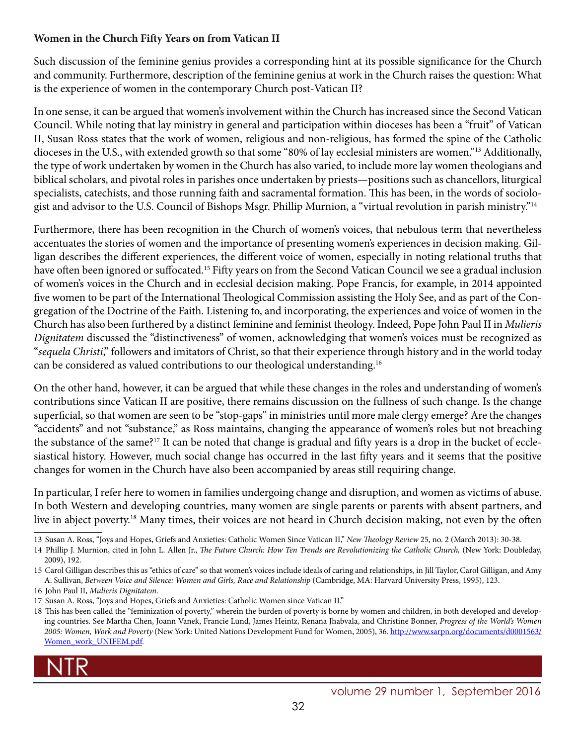**Women in the Church Fifty Years on from Vatican II**

Such discussion of the feminine genius provides a corresponding hint at its possible significance for the Church and community. Furthermore, description of the feminine genius at work in the Church raises the question: What is the experience of women in the contemporary Church post-Vatican II?

In one sense, it can be argued that women's involvement within the Church has increased since the Second Vatican Council. While noting that lay ministry in general and participation within dioceses has been a "fruit" of Vatican II, Susan Ross states that the work of women, religious and non-religious, has formed the spine of the Catholic dioceses in the U.S., with extended growth so that some "80% of lay ecclesial ministers are women."[13] Additionally, the type of work undertaken by women in the Church has also varied, to include more lay women theologians and biblical scholars, and pivotal roles in parishes once undertaken by priests—positions such as chancellors, liturgical specialists, catechists, and those running faith and sacramental formation. This has been, in the words of sociologist and advisor to the U.S. Council of Bishops Msgr. Phillip Murnion, a "virtual revolution in parish ministry."[14]

Furthermore, there has been recognition in the Church of women's voices, that nebulous term that nevertheless accentuates the stories of women and the importance of presenting women's experiences in decision making. Gilligan describes the different experiences, the different voice of women, especially in noting relational truths that have often been ignored or suffocated.[15] Fifty years on from the Second Vatican Council we see a gradual inclusion of women's voices in the Church and in ecclesial decision making. Pope Francis, for example, in 2014 appointed five women to be part of the International Theological Commission assisting the Holy See, and as part of the Congregation of the Doctrine of the Faith. Listening to, and incorporating, the experiences and voice of women in the Church has also been furthered by a distinct feminine and feminist theology. Indeed, Pope John Paul II in *Mulieris Dignitatem* discussed the "distinctiveness" of women, acknowledging that women's voices must be recognized as "*sequela Christi*," followers and imitators of Christ, so that their experience through history and in the world today can be considered as valued contributions to our theological understanding.[16]

On the other hand, however, it can be argued that while these changes in the roles and understanding of women's contributions since Vatican II are positive, there remains discussion on the fullness of such change. Is the change superficial, so that women are seen to be "stop-gaps" in ministries until more male clergy emerge? Are the changes "accidents" and not "substance," as Ross maintains, changing the appearance of women's roles but not breaching the substance of the same?[17] It can be noted that change is gradual and fifty years is a drop in the bucket of ecclesiastical history. However, much social change has occurred in the last fifty years and it seems that the positive changes for women in the Church have also been accompanied by areas still requiring change.

In particular, I refer here to women in families undergoing change and disruption, and women as victims of abuse. In both Western and developing countries, many women are single parents or parents with absent partners, and live in abject poverty.[18] Many times, their voices are not heard in Church decision making, not even by the often

---

13 Susan A. Ross, "Joys and Hopes, Griefs and Anxieties: Catholic Women Since Vatican II," *New Theology Review* 25, no. 2 (March 2013): 30-38.

14 Phillip J. Murnion, cited in John L. Allen Jr., *The Future Church: How Ten Trends are Revolutionizing the Catholic Church,* (New York: Doubleday, 2009), 192.

15 Carol Gilligan describes this as "ethics of care" so that women's voices include ideals of caring and relationships, in Jill Taylor, Carol Gilligan, and Amy A. Sullivan, *Between Voice and Silence: Women and Girls, Race and Relationship* (Cambridge, MA: Harvard University Press, 1995), 123.

16 John Paul II, *Mulieris Dignitatem*.

17 Susan A. Ross, "Joys and Hopes, Griefs and Anxieties: Catholic Women since Vatican II."

18 This has been called the "feminization of poverty," wherein the burden of poverty is borne by women and children, in both developed and developing countries. See Martha Chen, Joann Vanek, Francie Lund, James Heintz, Renana Jhabvala, and Christine Bonner, *Progress of the World's Women 2005: Women, Work and Poverty* (New York: United Nations Development Fund for Women, 2005), 36. http://www.sarpn.org/documents/d0001563/Women_work_UNIFEM.pdf.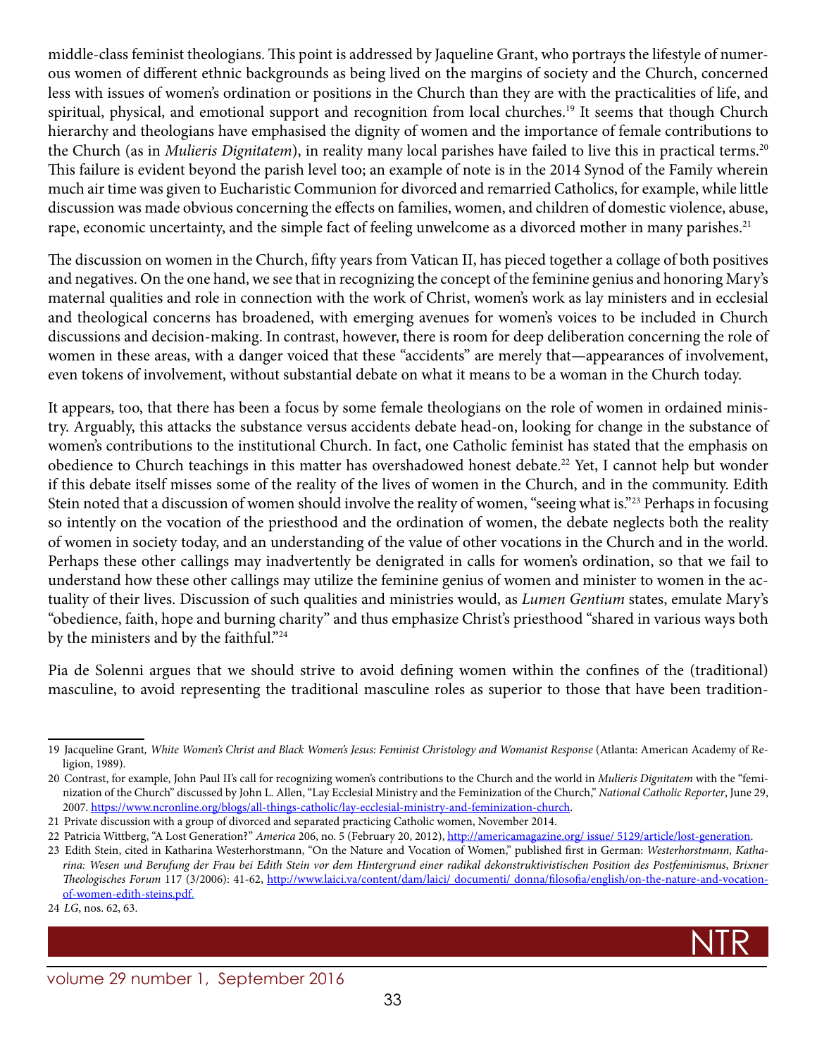middle-class feminist theologians. This point is addressed by Jaqueline Grant, who portrays the lifestyle of numerous women of different ethnic backgrounds as being lived on the margins of society and the Church, concerned less with issues of women's ordination or positions in the Church than they are with the practicalities of life, and spiritual, physical, and emotional support and recognition from local churches.[19] It seems that though Church hierarchy and theologians have emphasised the dignity of women and the importance of female contributions to the Church (as in *Mulieris Dignitatem*), in reality many local parishes have failed to live this in practical terms.[20] This failure is evident beyond the parish level too; an example of note is in the 2014 Synod of the Family wherein much air time was given to Eucharistic Communion for divorced and remarried Catholics, for example, while little discussion was made obvious concerning the effects on families, women, and children of domestic violence, abuse, rape, economic uncertainty, and the simple fact of feeling unwelcome as a divorced mother in many parishes.[21]

The discussion on women in the Church, fifty years from Vatican II, has pieced together a collage of both positives and negatives. On the one hand, we see that in recognizing the concept of the feminine genius and honoring Mary's maternal qualities and role in connection with the work of Christ, women's work as lay ministers and in ecclesial and theological concerns has broadened, with emerging avenues for women's voices to be included in Church discussions and decision-making. In contrast, however, there is room for deep deliberation concerning the role of women in these areas, with a danger voiced that these "accidents" are merely that—appearances of involvement, even tokens of involvement, without substantial debate on what it means to be a woman in the Church today.

It appears, too, that there has been a focus by some female theologians on the role of women in ordained ministry. Arguably, this attacks the substance versus accidents debate head-on, looking for change in the substance of women's contributions to the institutional Church. In fact, one Catholic feminist has stated that the emphasis on obedience to Church teachings in this matter has overshadowed honest debate.[22] Yet, I cannot help but wonder if this debate itself misses some of the reality of the lives of women in the Church, and in the community. Edith Stein noted that a discussion of women should involve the reality of women, "seeing what is."[23] Perhaps in focusing so intently on the vocation of the priesthood and the ordination of women, the debate neglects both the reality of women in society today, and an understanding of the value of other vocations in the Church and in the world. Perhaps these other callings may inadvertently be denigrated in calls for women's ordination, so that we fail to understand how these other callings may utilize the feminine genius of women and minister to women in the actuality of their lives. Discussion of such qualities and ministries would, as *Lumen Gentium* states, emulate Mary's "obedience, faith, hope and burning charity" and thus emphasize Christ's priesthood "shared in various ways both by the ministers and by the faithful."[24]

Pia de Solenni argues that we should strive to avoid defining women within the confines of the (traditional) masculine, to avoid representing the traditional masculine roles as superior to those that have been tradition-

---

19 Jacqueline Grant*, White Women's Christ and Black Women's Jesus: Feminist Christology and Womanist Response* (Atlanta: American Academy of Religion, 1989).

20 Contrast, for example, John Paul II's call for recognizing women's contributions to the Church and the world in *Mulieris Dignitatem* with the "feminization of the Church" discussed by John L. Allen, "Lay Ecclesial Ministry and the Feminization of the Church," *National Catholic Reporter*, June 29, 2007. https://www.ncronline.org/blogs/all-things-catholic/lay-ecclesial-ministry-and-feminization-church.

21 Private discussion with a group of divorced and separated practicing Catholic women, November 2014.

22 Patricia Wittberg, "A Lost Generation?" *America* 206, no. 5 (February 20, 2012), http://americamagazine.org/ issue/ 5129/article/lost-generation.

23 Edith Stein, cited in Katharina Westerhorstmann, "On the Nature and Vocation of Women," published first in German: *Westerhorstmann, Katharina: Wesen und Berufung der Frau bei Edith Stein vor dem Hintergrund einer radikal dekonstruktivistischen Position des Postfeminismus*, *Brixner Theologisches Forum* 117 (3/2006): 41-62, http://www.laici.va/content/dam/laici/ documenti/ donna/filosofia/english/on-the-nature-and-vocation-of-women-edith-steins.pdf.

24 *LG*, nos. 62, 63.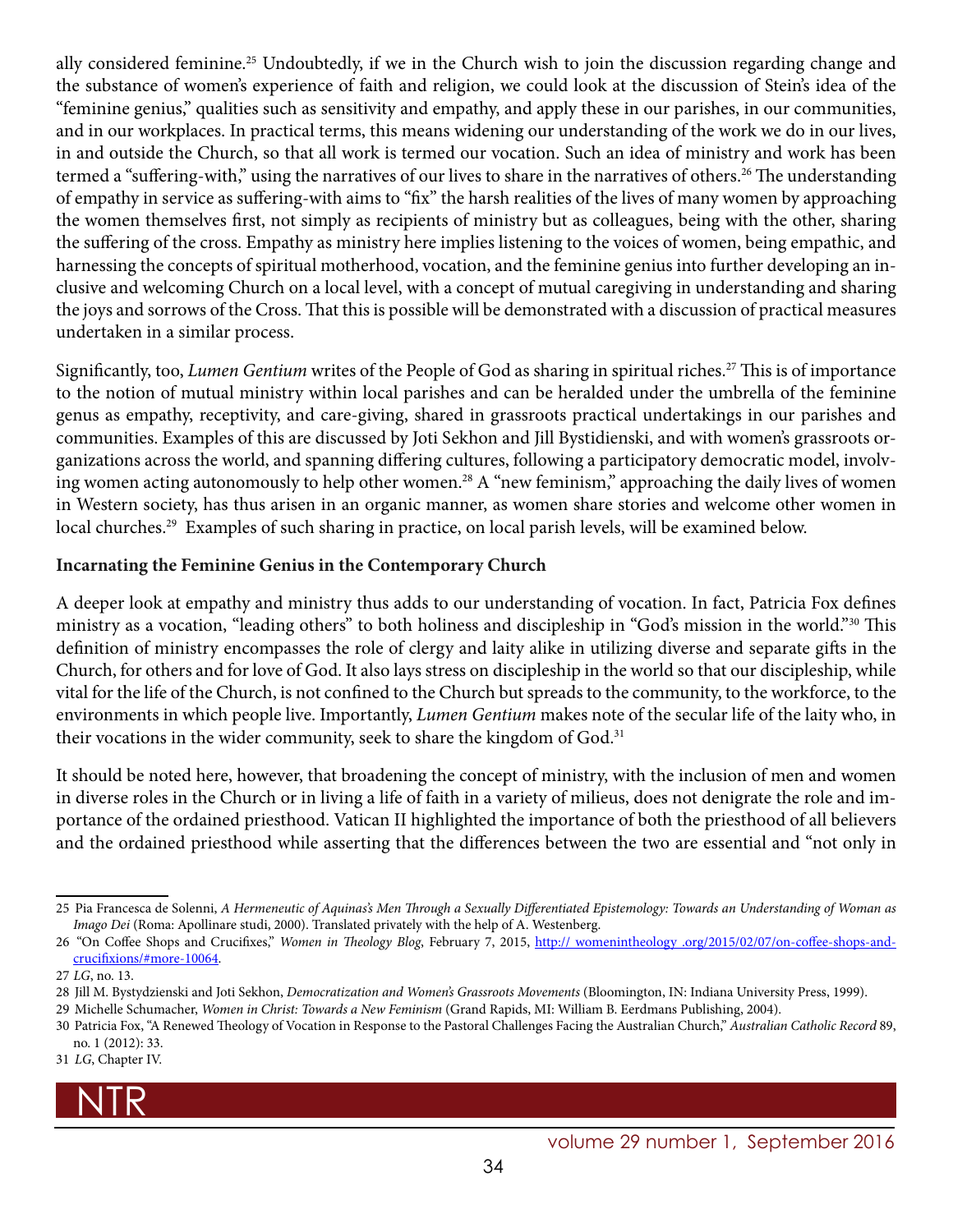ally considered feminine.[25] Undoubtedly, if we in the Church wish to join the discussion regarding change and the substance of women's experience of faith and religion, we could look at the discussion of Stein's idea of the "feminine genius," qualities such as sensitivity and empathy, and apply these in our parishes, in our communities, and in our workplaces. In practical terms, this means widening our understanding of the work we do in our lives, in and outside the Church, so that all work is termed our vocation. Such an idea of ministry and work has been termed a "suffering-with," using the narratives of our lives to share in the narratives of others.[26] The understanding of empathy in service as suffering-with aims to "fix" the harsh realities of the lives of many women by approaching the women themselves first, not simply as recipients of ministry but as colleagues, being with the other, sharing the suffering of the cross. Empathy as ministry here implies listening to the voices of women, being empathic, and harnessing the concepts of spiritual motherhood, vocation, and the feminine genius into further developing an inclusive and welcoming Church on a local level, with a concept of mutual caregiving in understanding and sharing the joys and sorrows of the Cross. That this is possible will be demonstrated with a discussion of practical measures undertaken in a similar process.

Significantly, too, *Lumen Gentium* writes of the People of God as sharing in spiritual riches.[27] This is of importance to the notion of mutual ministry within local parishes and can be heralded under the umbrella of the feminine genus as empathy, receptivity, and care-giving, shared in grassroots practical undertakings in our parishes and communities. Examples of this are discussed by Joti Sekhon and Jill Bystidienski, and with women's grassroots organizations across the world, and spanning differing cultures, following a participatory democratic model, involving women acting autonomously to help other women.[28] A "new feminism," approaching the daily lives of women in Western society, has thus arisen in an organic manner, as women share stories and welcome other women in local churches.[29] Examples of such sharing in practice, on local parish levels, will be examined below.

**Incarnating the Feminine Genius in the Contemporary Church**

A deeper look at empathy and ministry thus adds to our understanding of vocation. In fact, Patricia Fox defines ministry as a vocation, "leading others" to both holiness and discipleship in "God's mission in the world."[30] This definition of ministry encompasses the role of clergy and laity alike in utilizing diverse and separate gifts in the Church, for others and for love of God. It also lays stress on discipleship in the world so that our discipleship, while vital for the life of the Church, is not confined to the Church but spreads to the community, to the workforce, to the environments in which people live. Importantly, *Lumen Gentium* makes note of the secular life of the laity who, in their vocations in the wider community, seek to share the kingdom of God.[31]

It should be noted here, however, that broadening the concept of ministry, with the inclusion of men and women in diverse roles in the Church or in living a life of faith in a variety of milieus, does not denigrate the role and importance of the ordained priesthood. Vatican II highlighted the importance of both the priesthood of all believers and the ordained priesthood while asserting that the differences between the two are essential and "not only in

---

25 Pia Francesca de Solenni, *A Hermeneutic of Aquinas's Men Through a Sexually Differentiated Epistemology: Towards an Understanding of Woman as Imago Dei* (Roma: Apollinare studi, 2000). Translated privately with the help of A. Westenberg.

26 "On Coffee Shops and Crucifixes," *Women in Theology Blog*, February 7, 2015, http:// womenintheology .org/2015/02/07/on-coffee-shops-and-crucifixions/#more-10064.

27 *LG*, no. 13.

28 Jill M. Bystydzienski and Joti Sekhon, *Democratization and Women's Grassroots Movements* (Bloomington, IN: Indiana University Press, 1999).

29 Michelle Schumacher, *Women in Christ: Towards a New Feminism* (Grand Rapids, MI: William B. Eerdmans Publishing, 2004).

30 Patricia Fox, "A Renewed Theology of Vocation in Response to the Pastoral Challenges Facing the Australian Church," *Australian Catholic Record* 89, no. 1 (2012): 33.

31 *LG*, Chapter IV.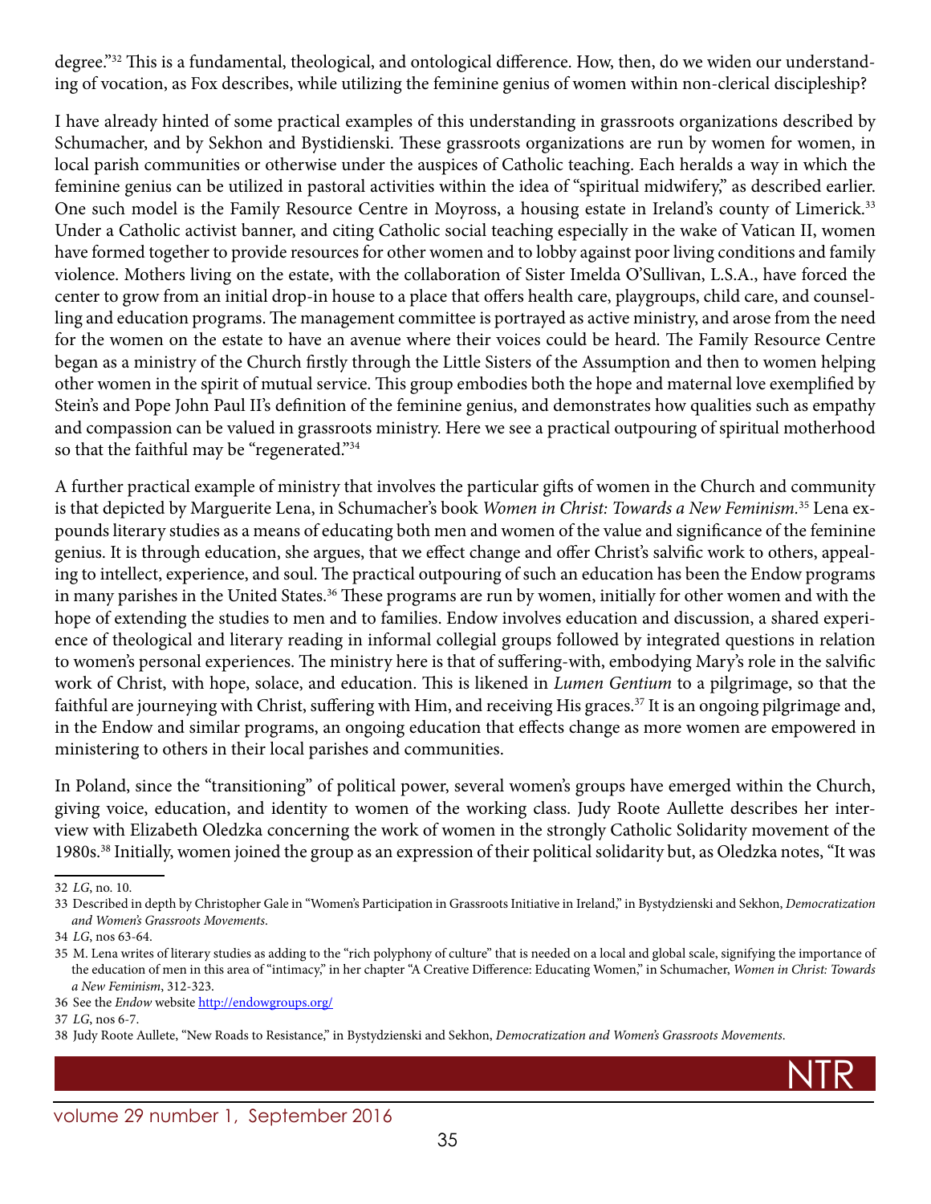degree."[32] This is a fundamental, theological, and ontological difference. How, then, do we widen our understanding of vocation, as Fox describes, while utilizing the feminine genius of women within non-clerical discipleship?

I have already hinted of some practical examples of this understanding in grassroots organizations described by Schumacher, and by Sekhon and Bystidienski. These grassroots organizations are run by women for women, in local parish communities or otherwise under the auspices of Catholic teaching. Each heralds a way in which the feminine genius can be utilized in pastoral activities within the idea of "spiritual midwifery," as described earlier. One such model is the Family Resource Centre in Moyross, a housing estate in Ireland's county of Limerick.[33] Under a Catholic activist banner, and citing Catholic social teaching especially in the wake of Vatican II, women have formed together to provide resources for other women and to lobby against poor living conditions and family violence. Mothers living on the estate, with the collaboration of Sister Imelda O'Sullivan, L.S.A., have forced the center to grow from an initial drop-in house to a place that offers health care, playgroups, child care, and counselling and education programs. The management committee is portrayed as active ministry, and arose from the need for the women on the estate to have an avenue where their voices could be heard. The Family Resource Centre began as a ministry of the Church firstly through the Little Sisters of the Assumption and then to women helping other women in the spirit of mutual service. This group embodies both the hope and maternal love exemplified by Stein's and Pope John Paul II's definition of the feminine genius, and demonstrates how qualities such as empathy and compassion can be valued in grassroots ministry. Here we see a practical outpouring of spiritual motherhood so that the faithful may be "regenerated."[34]

A further practical example of ministry that involves the particular gifts of women in the Church and community is that depicted by Marguerite Lena, in Schumacher's book *Women in Christ: Towards a New Feminism.*[35] Lena expounds literary studies as a means of educating both men and women of the value and significance of the feminine genius. It is through education, she argues, that we effect change and offer Christ's salvific work to others, appealing to intellect, experience, and soul. The practical outpouring of such an education has been the Endow programs in many parishes in the United States.[36] These programs are run by women, initially for other women and with the hope of extending the studies to men and to families. Endow involves education and discussion, a shared experience of theological and literary reading in informal collegial groups followed by integrated questions in relation to women's personal experiences. The ministry here is that of suffering-with, embodying Mary's role in the salvific work of Christ, with hope, solace, and education. This is likened in *Lumen Gentium* to a pilgrimage, so that the faithful are journeying with Christ, suffering with Him, and receiving His graces.[37] It is an ongoing pilgrimage and, in the Endow and similar programs, an ongoing education that effects change as more women are empowered in ministering to others in their local parishes and communities.

In Poland, since the "transitioning" of political power, several women's groups have emerged within the Church, giving voice, education, and identity to women of the working class. Judy Roote Aullette describes her interview with Elizabeth Oledzka concerning the work of women in the strongly Catholic Solidarity movement of the 1980s.[38] Initially, women joined the group as an expression of their political solidarity but, as Oledzka notes, "It was

---

32 *LG*, no. 10.

33 Described in depth by Christopher Gale in "Women's Participation in Grassroots Initiative in Ireland," in Bystydzienski and Sekhon, *Democratization and Women's Grassroots Movements*.

34 *LG*, nos 63-64.

35 M. Lena writes of literary studies as adding to the "rich polyphony of culture" that is needed on a local and global scale, signifying the importance of the education of men in this area of "intimacy," in her chapter "A Creative Difference: Educating Women," in Schumacher, *Women in Christ: Towards a New Feminism*, 312-323.

36 See the *Endow* website http://endowgroups.org/

37 *LG*, nos 6-7.

38 Judy Roote Aullete, "New Roads to Resistance," in Bystydzienski and Sekhon, *Democratization and Women's Grassroots Movements*.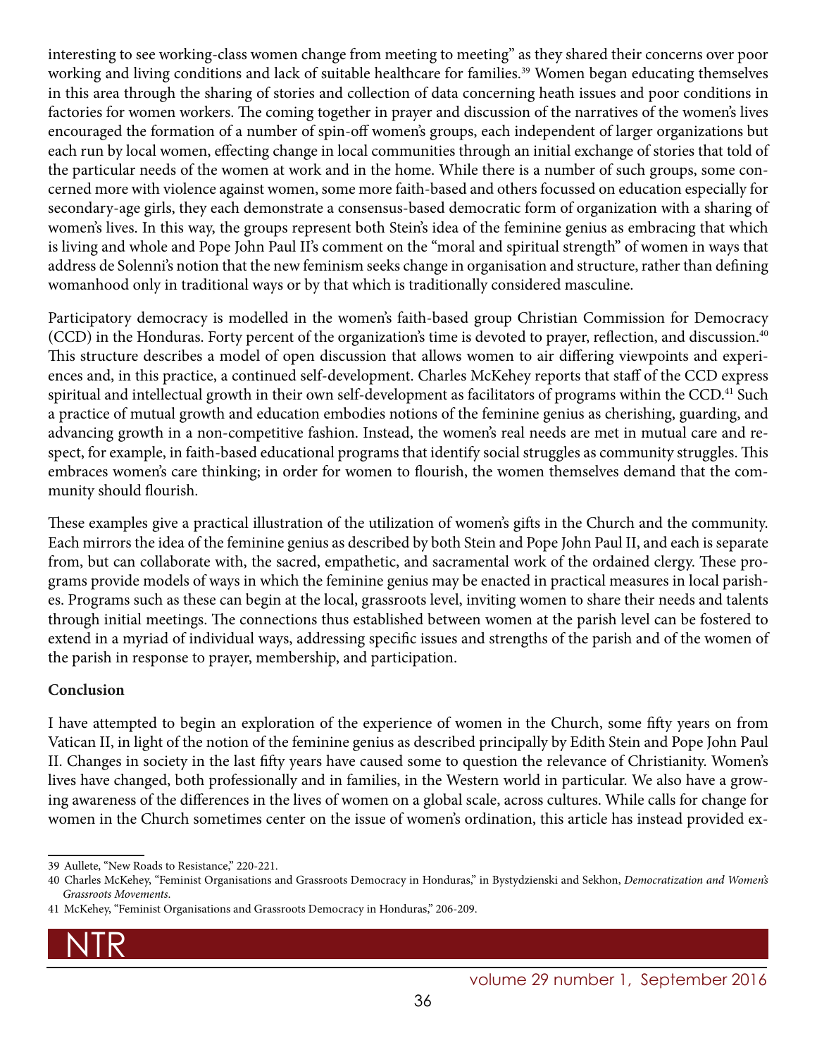interesting to see working-class women change from meeting to meeting" as they shared their concerns over poor working and living conditions and lack of suitable healthcare for families.[39] Women began educating themselves in this area through the sharing of stories and collection of data concerning heath issues and poor conditions in factories for women workers. The coming together in prayer and discussion of the narratives of the women's lives encouraged the formation of a number of spin-off women's groups, each independent of larger organizations but each run by local women, effecting change in local communities through an initial exchange of stories that told of the particular needs of the women at work and in the home. While there is a number of such groups, some concerned more with violence against women, some more faith-based and others focussed on education especially for secondary-age girls, they each demonstrate a consensus-based democratic form of organization with a sharing of women's lives. In this way, the groups represent both Stein's idea of the feminine genius as embracing that which is living and whole and Pope John Paul II's comment on the "moral and spiritual strength" of women in ways that address de Solenni's notion that the new feminism seeks change in organisation and structure, rather than defining womanhood only in traditional ways or by that which is traditionally considered masculine.

Participatory democracy is modelled in the women's faith-based group Christian Commission for Democracy (CCD) in the Honduras. Forty percent of the organization's time is devoted to prayer, reflection, and discussion.[40] This structure describes a model of open discussion that allows women to air differing viewpoints and experiences and, in this practice, a continued self-development. Charles McKehey reports that staff of the CCD express spiritual and intellectual growth in their own self-development as facilitators of programs within the CCD.[41] Such a practice of mutual growth and education embodies notions of the feminine genius as cherishing, guarding, and advancing growth in a non-competitive fashion. Instead, the women's real needs are met in mutual care and respect, for example, in faith-based educational programs that identify social struggles as community struggles. This embraces women's care thinking; in order for women to flourish, the women themselves demand that the community should flourish.

These examples give a practical illustration of the utilization of women's gifts in the Church and the community. Each mirrors the idea of the feminine genius as described by both Stein and Pope John Paul II, and each is separate from, but can collaborate with, the sacred, empathetic, and sacramental work of the ordained clergy. These programs provide models of ways in which the feminine genius may be enacted in practical measures in local parishes. Programs such as these can begin at the local, grassroots level, inviting women to share their needs and talents through initial meetings. The connections thus established between women at the parish level can be fostered to extend in a myriad of individual ways, addressing specific issues and strengths of the parish and of the women of the parish in response to prayer, membership, and participation.

**Conclusion**

I have attempted to begin an exploration of the experience of women in the Church, some fifty years on from Vatican II, in light of the notion of the feminine genius as described principally by Edith Stein and Pope John Paul II. Changes in society in the last fifty years have caused some to question the relevance of Christianity. Women's lives have changed, both professionally and in families, in the Western world in particular. We also have a growing awareness of the differences in the lives of women on a global scale, across cultures. While calls for change for women in the Church sometimes center on the issue of women's ordination, this article has instead provided ex-

---

39 Aullete, "New Roads to Resistance," 220-221.

40 Charles McKehey, "Feminist Organisations and Grassroots Democracy in Honduras," in Bystydzienski and Sekhon, *Democratization and Women's Grassroots Movements*.

41 McKehey, "Feminist Organisations and Grassroots Democracy in Honduras," 206-209.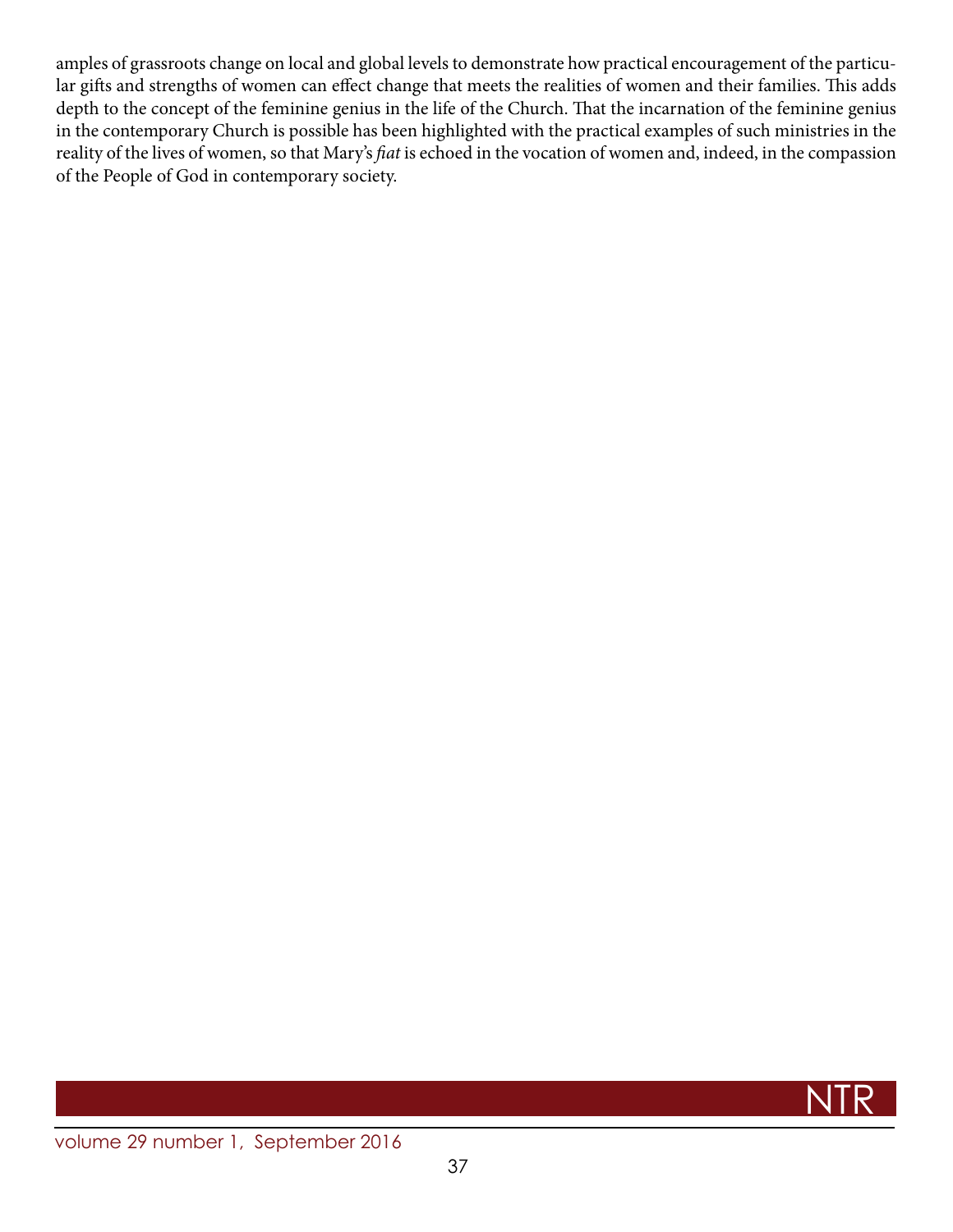amples of grassroots change on local and global levels to demonstrate how practical encouragement of the particular gifts and strengths of women can effect change that meets the realities of women and their families. This adds depth to the concept of the feminine genius in the life of the Church. That the incarnation of the feminine genius in the contemporary Church is possible has been highlighted with the practical examples of such ministries in the reality of the lives of women, so that Mary's *fiat* is echoed in the vocation of women and, indeed, in the compassion of the People of God in contemporary society.